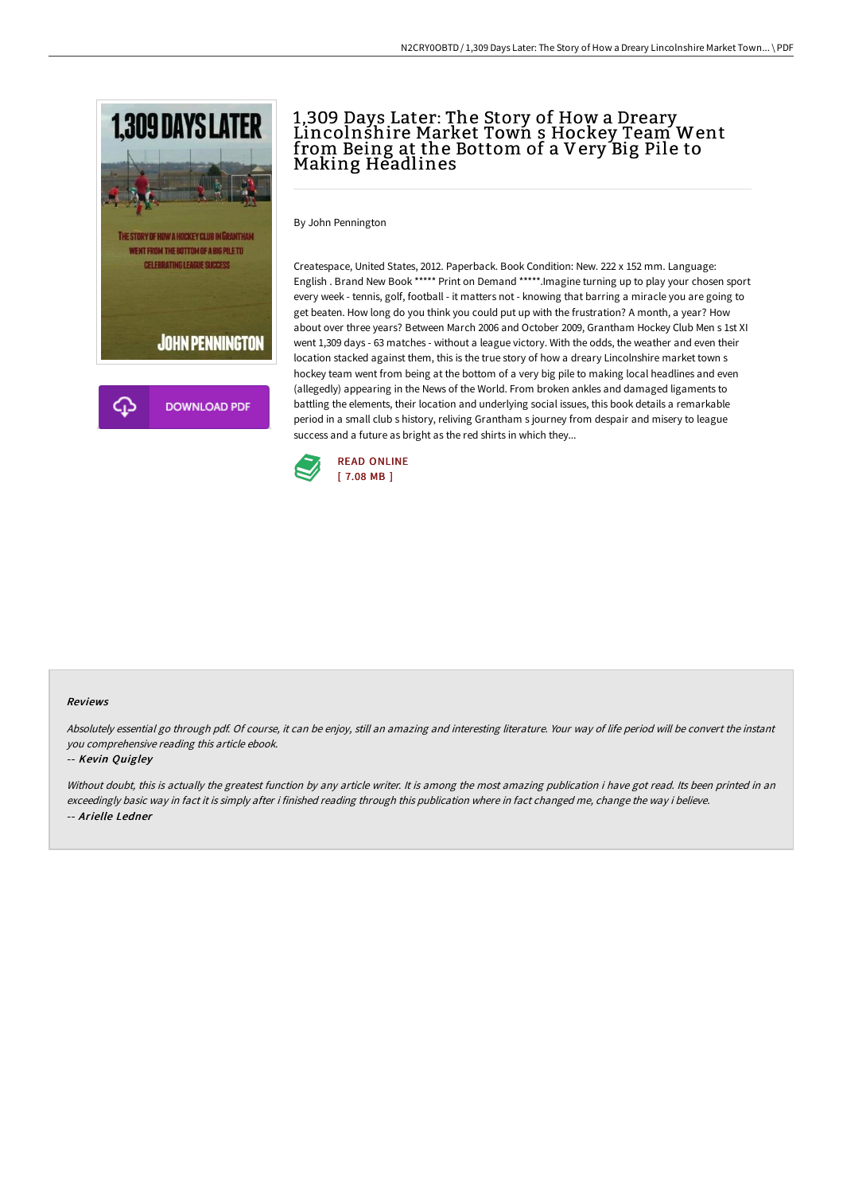# 1,309 Days Later: The Story of How a Dreary Lincolnshire Market Town s Hockey Team Went from Being at the Bottom of a Very Big Pile to Making Headlines

By John Pennington

Createspace, United States, 2012. Paperback. Book Condition: New. 222 x 152 mm. Language: English . Brand New Book ***** Print on Demand *****.Imagine turning up to play your chosen sport every week - tennis, golf, football - it matters not - knowing that barring a miracle you are going to get beaten. How long do you think you could put up with the frustration? A month, a year? How about over three years? Between March 2006 and October 2009, Grantham Hockey Club Men s 1st XI went 1,309 days - 63 matches - without a league victory. With the odds, the weather and even their location stacked against them, this is the true story of how a dreary Lincolnshire market town s hockey team went from being at the bottom of a very big pile to making local headlines and even (allegedly) appearing in the News of the World. From broken ankles and damaged ligaments to battling the elements, their location and underlying social issues, this book details a remarkable period in a small club s history, reliving Grantham s journey from despair and misery to league success and a future as bright as the red shirts in which they...

READ ONLINE
[ 7.08 MB ]

DOWNLOAD PDF

### Reviews

*Absolutely essential go through pdf. Of course, it can be enjoy, still an amazing and interesting literature. Your way of life period will be convert the instant you comprehensive reading this article ebook.*

-- *Kevin Quigley*

*Without doubt, this is actually the greatest function by any article writer. It is among the most amazing publication i have got read. Its been printed in an exceedingly basic way in fact it is simply after i finished reading through this publication where in fact changed me, change the way i believe.*

-- *Arielle Ledner*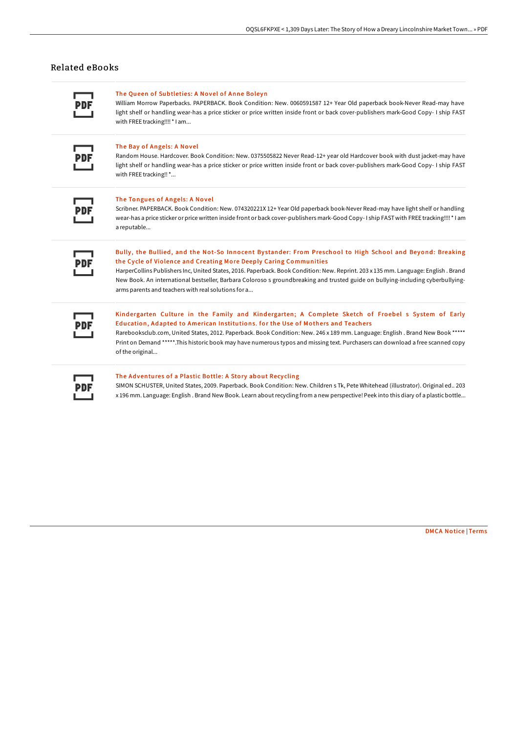## Related eBooks

### The Queen of Subtleties: A Novel of Anne Boleyn

William Morrow Paperbacks. PAPERBACK. Book Condition: New. 0060591587 12+ Year Old paperback book-Never Read-may have light shelf or handling wear-has a price sticker or price written inside front or back cover-publishers mark-Good Copy- I ship FAST with FREE tracking!!!! * I am...

### The Bay of Angels: A Novel

Random House. Hardcover. Book Condition: New. 0375505822 Never Read-12+ year old Hardcover book with dust jacket-may have light shelf or handling wear-has a price sticker or price written inside front or back cover-publishers mark-Good Copy- I ship FAST with FREE tracking!! *...

### The Tongues of Angels: A Novel

Scribner. PAPERBACK. Book Condition: New. 074320221X 12+ Year Old paperback book-Never Read-may have light shelf or handling wear-has a price sticker or price written inside front or back cover-publishers mark-Good Copy- I ship FAST with FREE tracking!!!! * I am a reputable...

### Bully, the Bullied, and the Not-So Innocent Bystander: From Preschool to High School and Beyond: Breaking the Cycle of Violence and Creating More Deeply Caring Communities

HarperCollins Publishers Inc, United States, 2016. Paperback. Book Condition: New. Reprint. 203 x 135 mm. Language: English . Brand New Book. An international bestseller, Barbara Coloroso s groundbreaking and trusted guide on bullying-including cyberbullying-arms parents and teachers with real solutions for a...

### Kindergarten Culture in the Family and Kindergarten; A Complete Sketch of Froebel s System of Early Education, Adapted to American Institutions. for the Use of Mothers and Teachers

Rarebooksclub.com, United States, 2012. Paperback. Book Condition: New. 246 x 189 mm. Language: English . Brand New Book ***** Print on Demand *****.This historic book may have numerous typos and missing text. Purchasers can download a free scanned copy of the original...

### The Adventures of a Plastic Bottle: A Story about Recycling

SIMON SCHUSTER, United States, 2009. Paperback. Book Condition: New. Children s Tk, Pete Whitehead (illustrator). Original ed.. 203 x 196 mm. Language: English . Brand New Book. Learn about recycling from a new perspective! Peek into this diary of a plastic bottle...